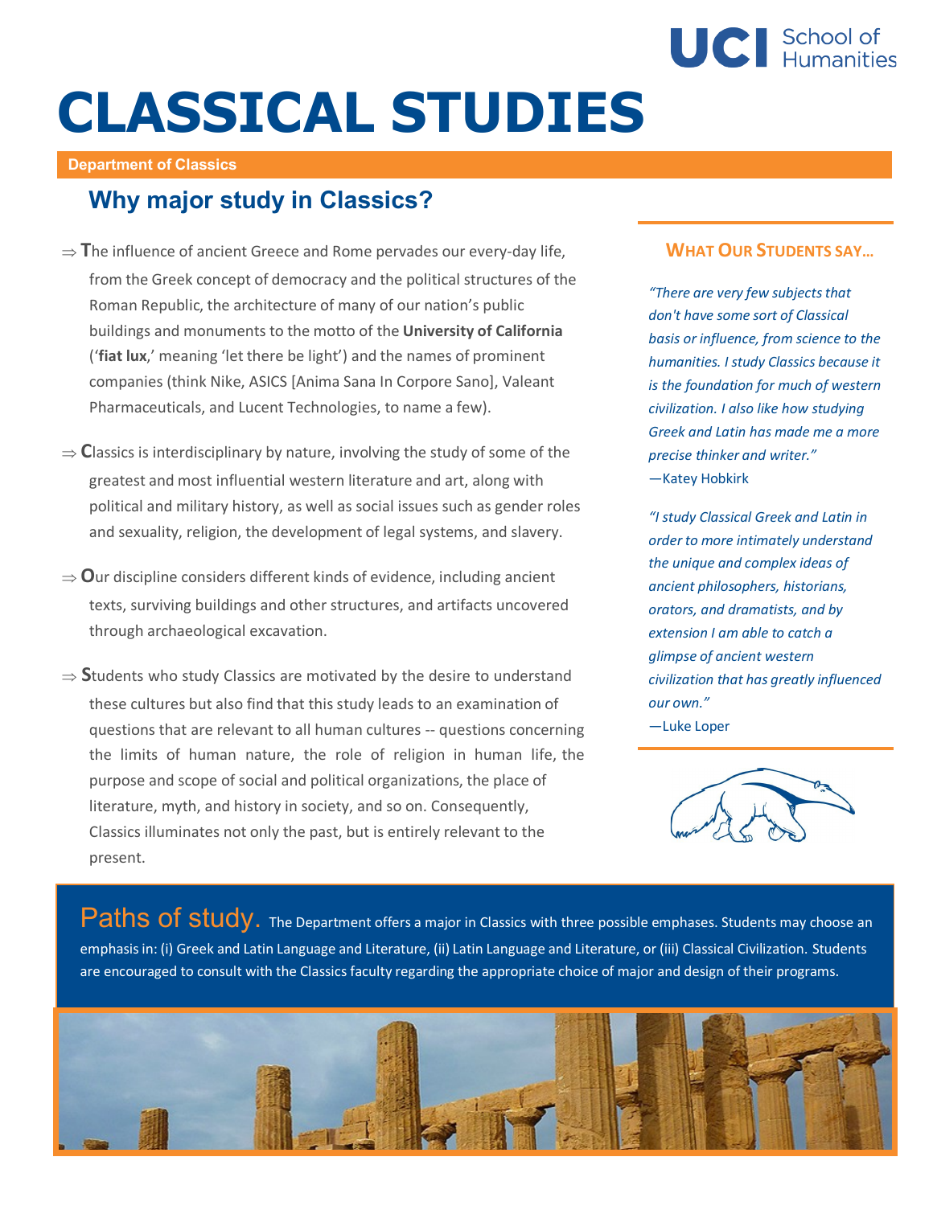UCI School of Humanities

# CLASSICAL STUDIES

**Department of Classics**

## Why major study in Classics?

⇒ The influence of ancient Greece and Rome pervades our every-day life, from the Greek concept of democracy and the political structures of the Roman Republic, the architecture of many of our nation's public buildings and monuments to the motto of the **University of California** ('**fiat lux**,' meaning 'let there be light') and the names of prominent companies (think Nike, ASICS [Anima Sana In Corpore Sano], Valeant Pharmaceuticals, and Lucent Technologies, to name a few).

⇒ Classics is interdisciplinary by nature, involving the study of some of the greatest and most influential western literature and art, along with political and military history, as well as social issues such as gender roles and sexuality, religion, the development of legal systems, and slavery.

⇒ Our discipline considers different kinds of evidence, including ancient texts, surviving buildings and other structures, and artifacts uncovered through archaeological excavation.

⇒ Students who study Classics are motivated by the desire to understand these cultures but also find that this study leads to an examination of questions that are relevant to all human cultures -- questions concerning the limits of human nature, the role of religion in human life, the purpose and scope of social and political organizations, the place of literature, myth, and history in society, and so on. Consequently, Classics illuminates not only the past, but is entirely relevant to the present.

### What Our Students say…

*"There are very few subjects that don't have some sort of Classical basis or influence, from science to the humanities. I study Classics because it is the foundation for much of western civilization. I also like how studying Greek and Latin has made me a more precise thinker and writer."*
—Katey Hobkirk

*"I study Classical Greek and Latin in order to more intimately understand the unique and complex ideas of ancient philosophers, historians, orators, and dramatists, and by extension I am able to catch a glimpse of ancient western civilization that has greatly influenced our own."*
—Luke Loper

**Paths of study.** The Department offers a major in Classics with three possible emphases. Students may choose an emphasis in: (i) Greek and Latin Language and Literature, (ii) Latin Language and Literature, or (iii) Classical Civilization. Students are encouraged to consult with the Classics faculty regarding the appropriate choice of major and design of their programs.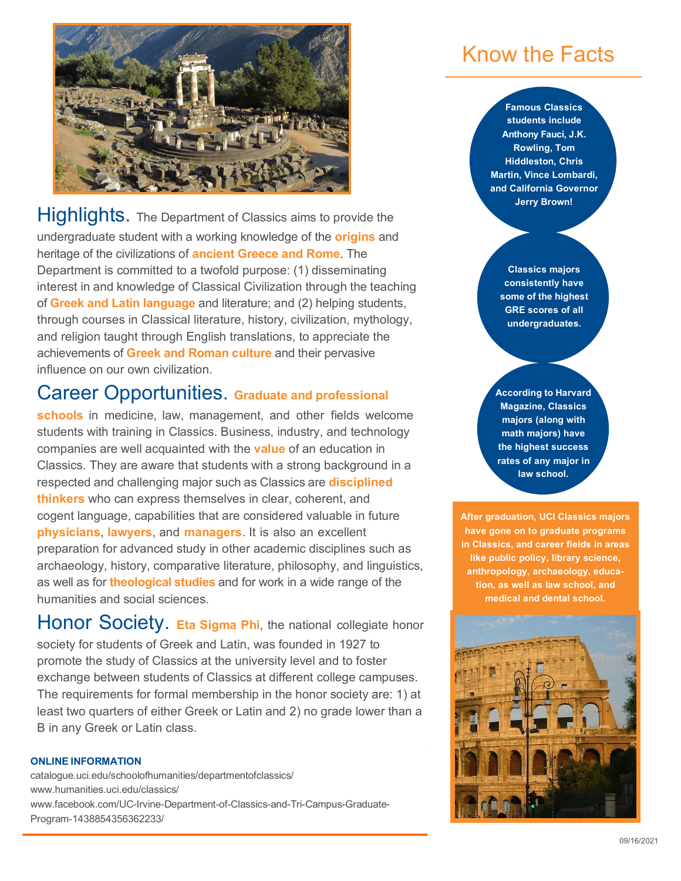## Highlights.

The Department of Classics aims to provide the undergraduate student with a working knowledge of the **origins** and heritage of the civilizations of **ancient Greece and Rome**. The Department is committed to a twofold purpose: (1) disseminating interest in and knowledge of Classical Civilization through the teaching of **Greek and Latin language** and literature; and (2) helping students, through courses in Classical literature, history, civilization, mythology, and religion taught through English translations, to appreciate the achievements of **Greek and Roman culture** and their pervasive influence on our own civilization.

## Career Opportunities.

**Graduate and professional schools** in medicine, law, management, and other fields welcome students with training in Classics. Business, industry, and technology companies are well acquainted with the **value** of an education in Classics. They are aware that students with a strong background in a respected and challenging major such as Classics are **disciplined thinkers** who can express themselves in clear, coherent, and cogent language, capabilities that are considered valuable in future **physicians**, **lawyers**, and **managers**. It is also an excellent preparation for advanced study in other academic disciplines such as archaeology, history, comparative literature, philosophy, and linguistics, as well as for **theological studies** and for work in a wide range of the humanities and social sciences.

## Honor Society.

**Eta Sigma Phi**, the national collegiate honor society for students of Greek and Latin, was founded in 1927 to promote the study of Classics at the university level and to foster exchange between students of Classics at different college campuses. The requirements for formal membership in the honor society are: 1) at least two quarters of either Greek or Latin and 2) no grade lower than a B in any Greek or Latin class.

**ONLINE INFORMATION**

catalogue.uci.edu/schoolofhumanities/departmentofclassics/
www.humanities.uci.edu/classics/
www.facebook.com/UC-Irvine-Department-of-Classics-and-Tri-Campus-Graduate-Program-1438854356362233/

## Know the Facts

**Famous Classics students include Anthony Fauci, J.K. Rowling, Tom Hiddleston, Chris Martin, Vince Lombardi, and California Governor Jerry Brown!**

**Classics majors consistently have some of the highest GRE scores of all undergraduates.**

**According to Harvard Magazine, Classics majors (along with math majors) have the highest success rates of any major in law school.**

**After graduation, UCI Classics majors have gone on to graduate programs in Classics, and career fields in areas like public policy, library science, anthropology, archaeology, education, as well as law school, and medical and dental school.**

09/16/2021